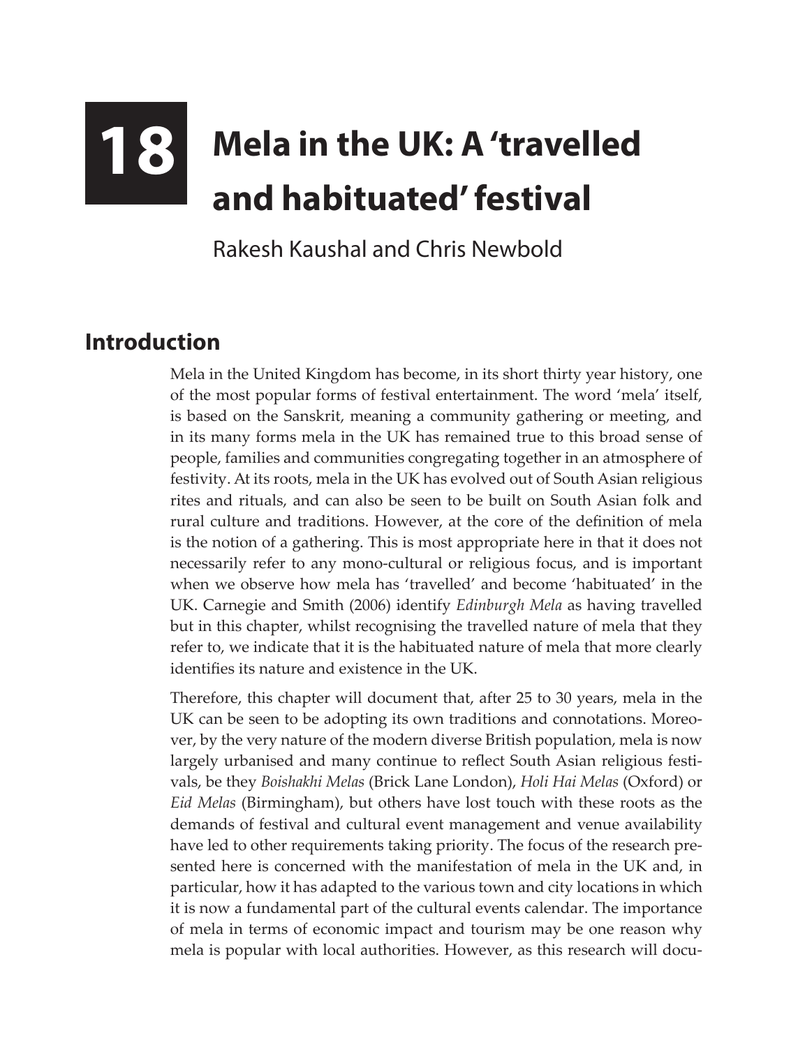# 18 Mela in the UK: A 'travelled and habituated' festival

Rakesh Kaushal and Chris Newbold

## Introduction

Mela in the United Kingdom has become, in its short thirty year history, one of the most popular forms of festival entertainment. The word 'mela' itself, is based on the Sanskrit, meaning a community gathering or meeting, and in its many forms mela in the UK has remained true to this broad sense of people, families and communities congregating together in an atmosphere of festivity. At its roots, mela in the UK has evolved out of South Asian religious rites and rituals, and can also be seen to be built on South Asian folk and rural culture and traditions. However, at the core of the definition of mela is the notion of a gathering. This is most appropriate here in that it does not necessarily refer to any mono-cultural or religious focus, and is important when we observe how mela has 'travelled' and become 'habituated' in the UK. Carnegie and Smith (2006) identify *Edinburgh Mela* as having travelled but in this chapter, whilst recognising the travelled nature of mela that they refer to, we indicate that it is the habituated nature of mela that more clearly identifies its nature and existence in the UK.

Therefore, this chapter will document that, after 25 to 30 years, mela in the UK can be seen to be adopting its own traditions and connotations. Moreover, by the very nature of the modern diverse British population, mela is now largely urbanised and many continue to reflect South Asian religious festivals, be they *Boishakhi Melas* (Brick Lane London), *Holi Hai Melas* (Oxford) or *Eid Melas* (Birmingham), but others have lost touch with these roots as the demands of festival and cultural event management and venue availability have led to other requirements taking priority. The focus of the research presented here is concerned with the manifestation of mela in the UK and, in particular, how it has adapted to the various town and city locations in which it is now a fundamental part of the cultural events calendar. The importance of mela in terms of economic impact and tourism may be one reason why mela is popular with local authorities. However, as this research will docu-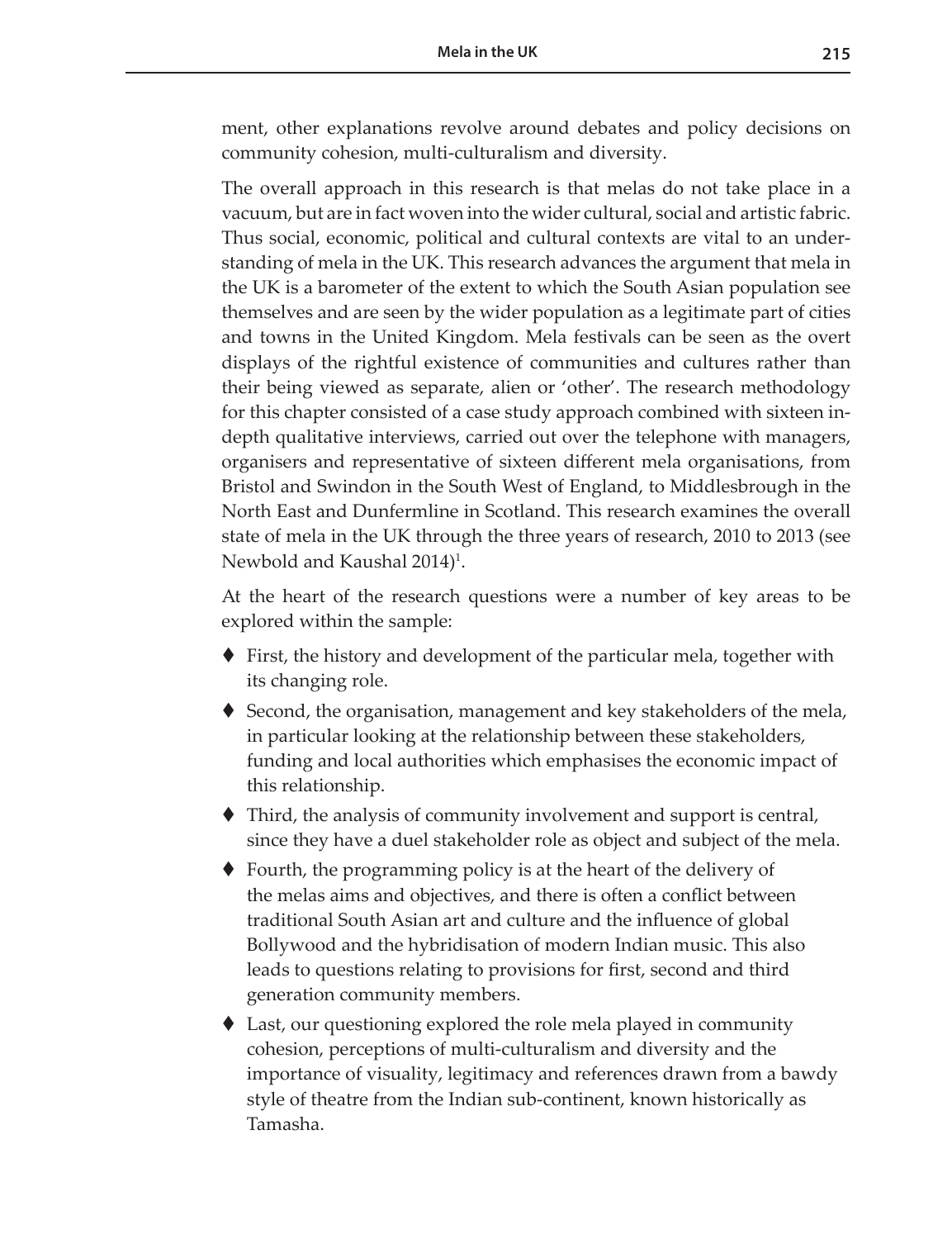ment, other explanations revolve around debates and policy decisions on community cohesion, multi-culturalism and diversity.

The overall approach in this research is that melas do not take place in a vacuum, but are in fact woven into the wider cultural, social and artistic fabric. Thus social, economic, political and cultural contexts are vital to an understanding of mela in the UK. This research advances the argument that mela in the UK is a barometer of the extent to which the South Asian population see themselves and are seen by the wider population as a legitimate part of cities and towns in the United Kingdom. Mela festivals can be seen as the overt displays of the rightful existence of communities and cultures rather than their being viewed as separate, alien or 'other'. The research methodology for this chapter consisted of a case study approach combined with sixteen in-depth qualitative interviews, carried out over the telephone with managers, organisers and representative of sixteen different mela organisations, from Bristol and Swindon in the South West of England, to Middlesbrough in the North East and Dunfermline in Scotland. This research examines the overall state of mela in the UK through the three years of research, 2010 to 2013 (see Newbold and Kaushal 2014)[1].

At the heart of the research questions were a number of key areas to be explored within the sample:

- First, the history and development of the particular mela, together with its changing role.
- Second, the organisation, management and key stakeholders of the mela, in particular looking at the relationship between these stakeholders, funding and local authorities which emphasises the economic impact of this relationship.
- Third, the analysis of community involvement and support is central, since they have a duel stakeholder role as object and subject of the mela.
- Fourth, the programming policy is at the heart of the delivery of the melas aims and objectives, and there is often a conflict between traditional South Asian art and culture and the influence of global Bollywood and the hybridisation of modern Indian music. This also leads to questions relating to provisions for first, second and third generation community members.
- Last, our questioning explored the role mela played in community cohesion, perceptions of multi-culturalism and diversity and the importance of visuality, legitimacy and references drawn from a bawdy style of theatre from the Indian sub-continent, known historically as Tamasha.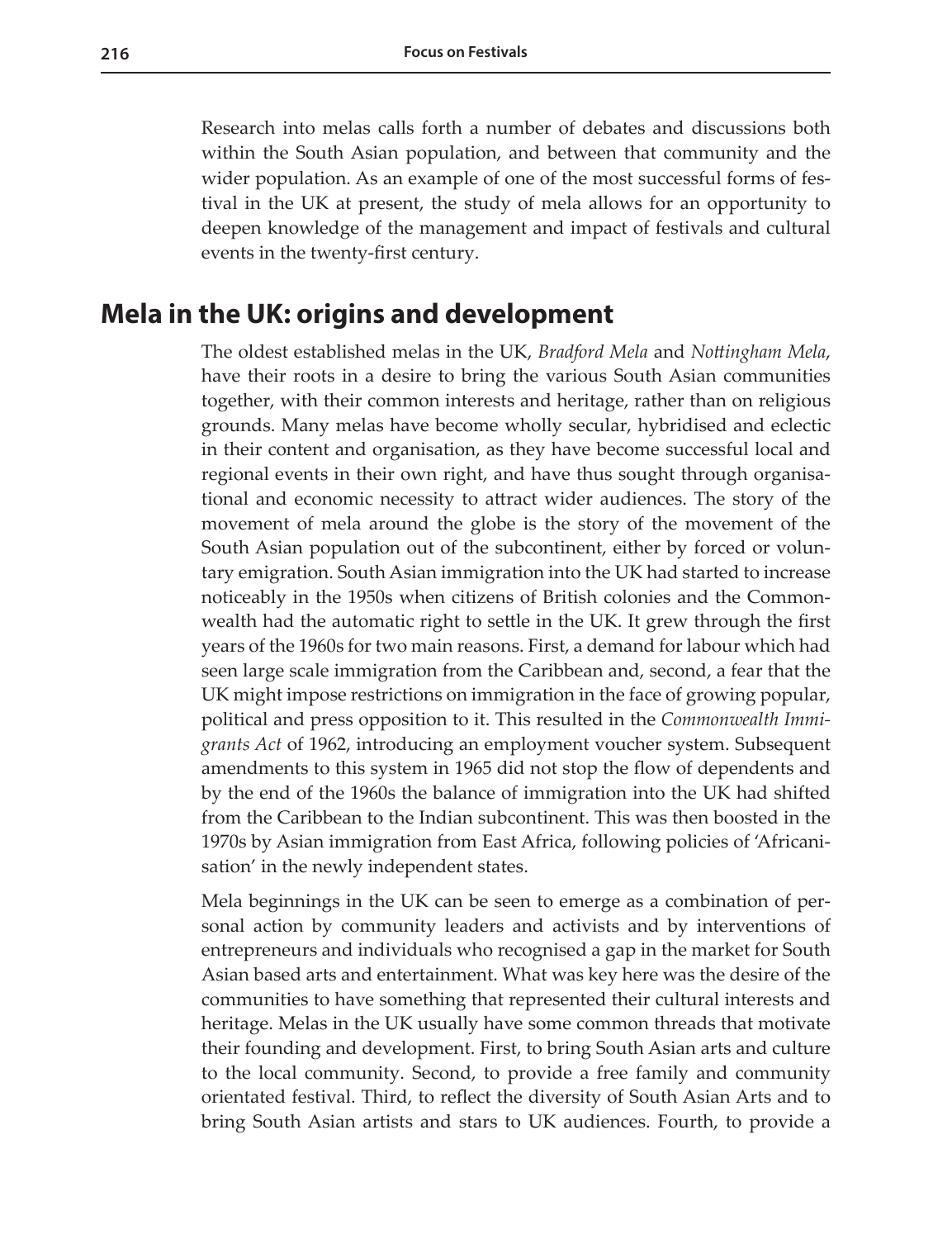Research into melas calls forth a number of debates and discussions both within the South Asian population, and between that community and the wider population. As an example of one of the most successful forms of festival in the UK at present, the study of mela allows for an opportunity to deepen knowledge of the management and impact of festivals and cultural events in the twenty-first century.

## Mela in the UK: origins and development

The oldest established melas in the UK, *Bradford Mela* and *Nottingham Mela*, have their roots in a desire to bring the various South Asian communities together, with their common interests and heritage, rather than on religious grounds. Many melas have become wholly secular, hybridised and eclectic in their content and organisation, as they have become successful local and regional events in their own right, and have thus sought through organisational and economic necessity to attract wider audiences. The story of the movement of mela around the globe is the story of the movement of the South Asian population out of the subcontinent, either by forced or voluntary emigration. South Asian immigration into the UK had started to increase noticeably in the 1950s when citizens of British colonies and the Commonwealth had the automatic right to settle in the UK. It grew through the first years of the 1960s for two main reasons. First, a demand for labour which had seen large scale immigration from the Caribbean and, second, a fear that the UK might impose restrictions on immigration in the face of growing popular, political and press opposition to it. This resulted in the *Commonwealth Immigrants Act* of 1962, introducing an employment voucher system. Subsequent amendments to this system in 1965 did not stop the flow of dependents and by the end of the 1960s the balance of immigration into the UK had shifted from the Caribbean to the Indian subcontinent. This was then boosted in the 1970s by Asian immigration from East Africa, following policies of 'Africanisation' in the newly independent states.

Mela beginnings in the UK can be seen to emerge as a combination of personal action by community leaders and activists and by interventions of entrepreneurs and individuals who recognised a gap in the market for South Asian based arts and entertainment. What was key here was the desire of the communities to have something that represented their cultural interests and heritage. Melas in the UK usually have some common threads that motivate their founding and development. First, to bring South Asian arts and culture to the local community. Second, to provide a free family and community orientated festival. Third, to reflect the diversity of South Asian Arts and to bring South Asian artists and stars to UK audiences. Fourth, to provide a